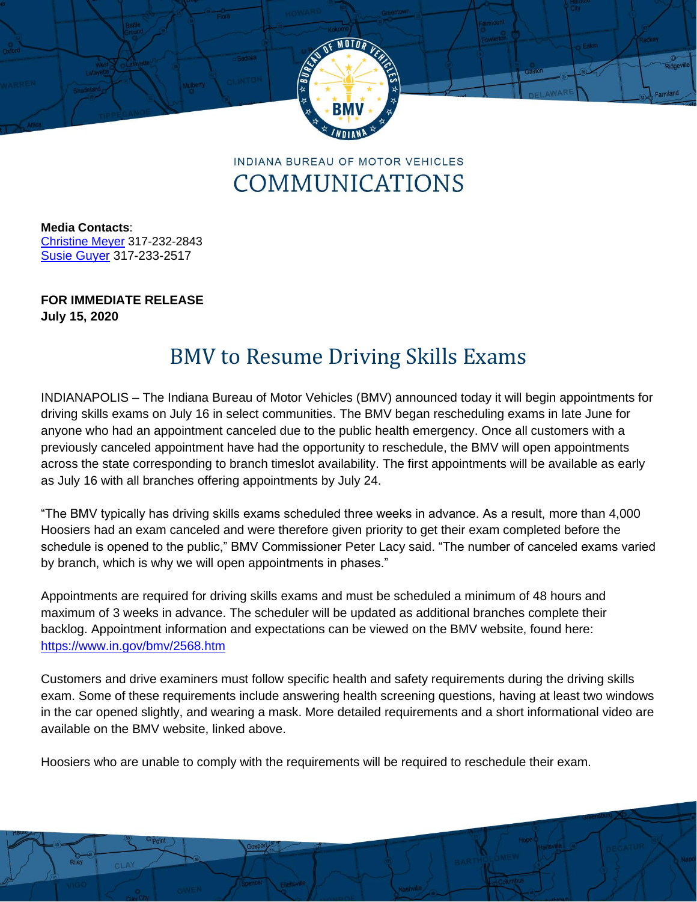INDIANA BUREAU OF MOTOR VEHICLES

COMMUNICATIONS

**Media Contacts**:
Christine Meyer 317-232-2843
Susie Guyer 317-233-2517

**FOR IMMEDIATE RELEASE**
**July 15, 2020**

# BMV to Resume Driving Skills Exams

INDIANAPOLIS – The Indiana Bureau of Motor Vehicles (BMV) announced today it will begin appointments for driving skills exams on July 16 in select communities. The BMV began rescheduling exams in late June for anyone who had an appointment canceled due to the public health emergency. Once all customers with a previously canceled appointment have had the opportunity to reschedule, the BMV will open appointments across the state corresponding to branch timeslot availability. The first appointments will be available as early as July 16 with all branches offering appointments by July 24.

"The BMV typically has driving skills exams scheduled three weeks in advance. As a result, more than 4,000 Hoosiers had an exam canceled and were therefore given priority to get their exam completed before the schedule is opened to the public," BMV Commissioner Peter Lacy said. "The number of canceled exams varied by branch, which is why we will open appointments in phases."

Appointments are required for driving skills exams and must be scheduled a minimum of 48 hours and maximum of 3 weeks in advance. The scheduler will be updated as additional branches complete their backlog. Appointment information and expectations can be viewed on the BMV website, found here: https://www.in.gov/bmv/2568.htm

Customers and drive examiners must follow specific health and safety requirements during the driving skills exam. Some of these requirements include answering health screening questions, having at least two windows in the car opened slightly, and wearing a mask. More detailed requirements and a short informational video are available on the BMV website, linked above.

Hoosiers who are unable to comply with the requirements will be required to reschedule their exam.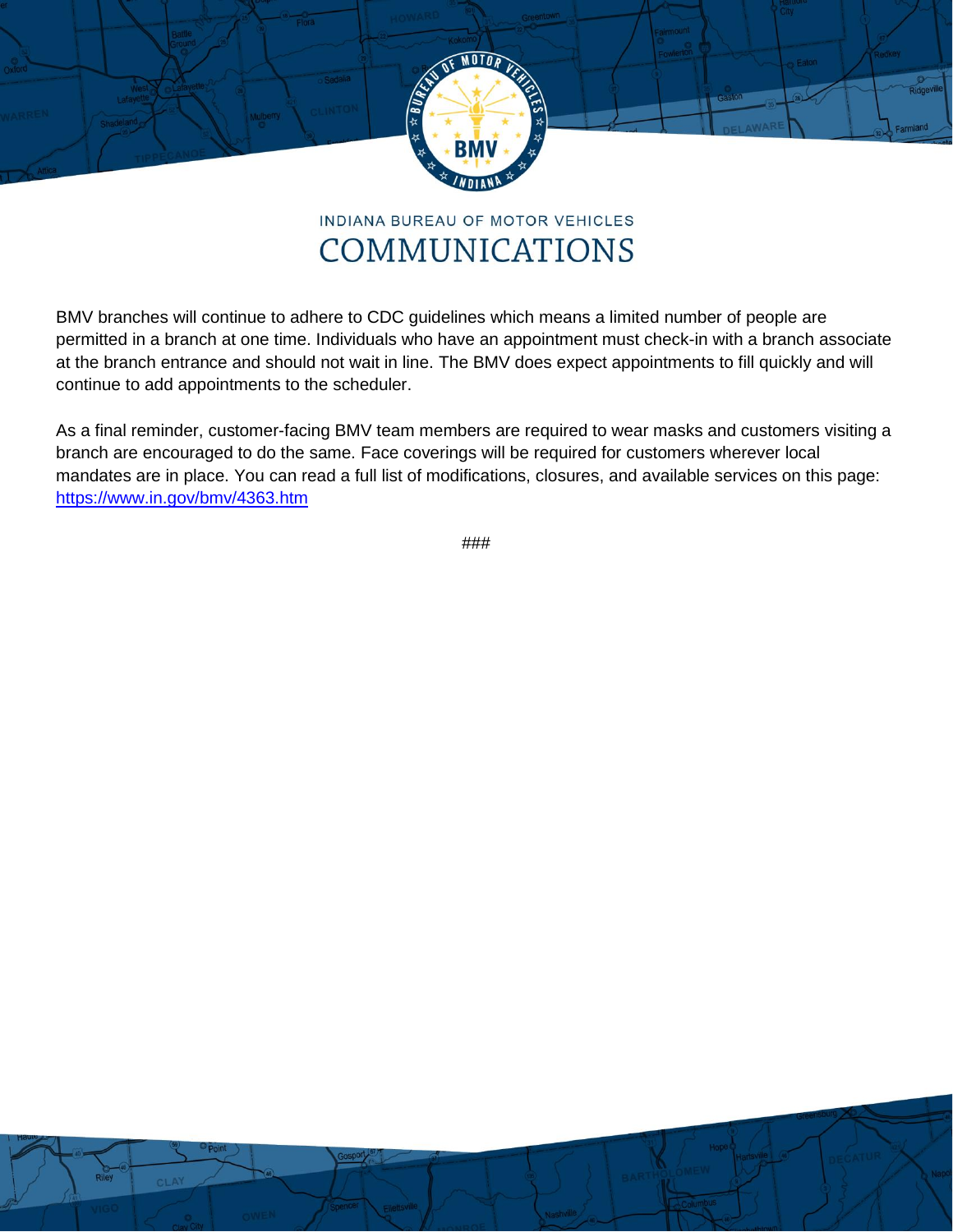BMV branches will continue to adhere to CDC guidelines which means a limited number of people are permitted in a branch at one time. Individuals who have an appointment must check-in with a branch associate at the branch entrance and should not wait in line. The BMV does expect appointments to fill quickly and will continue to add appointments to the scheduler.

As a final reminder, customer-facing BMV team members are required to wear masks and customers visiting a branch are encouraged to do the same. Face coverings will be required for customers wherever local mandates are in place. You can read a full list of modifications, closures, and available services on this page: [https://www.in.gov/bmv/4363.htm](https://www.in.gov/bmv/4363.htm)

###